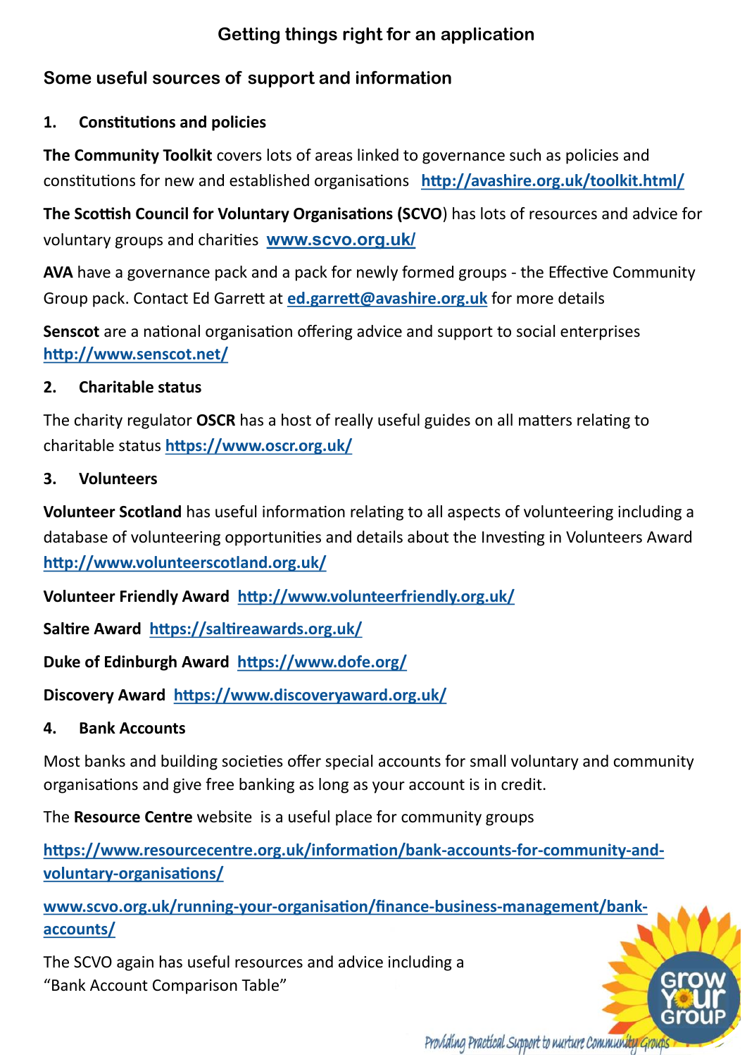# Getting things right for an application

## Some useful sources of support and information

### 1. Constitutions and policies

**The Community Toolkit** covers lots of areas linked to governance such as policies and constitutions for new and established organisations http://avashire.org.uk/toolkit.html/

**The Scottish Council for Voluntary Organisations (SCVO**) has lots of resources and advice for voluntary groups and charities www.scvo.org.uk/

**AVA** have a governance pack and a pack for newly formed groups - the Effective Community Group pack. Contact Ed Garrett at ed.garrett@avashire.org.uk for more details

**Senscot** are a national organisation offering advice and support to social enterprises http://www.senscot.net/

### 2. Charitable status

The charity regulator **OSCR** has a host of really useful guides on all matters relating to charitable status https://www.oscr.org.uk/

### 3. Volunteers

**Volunteer Scotland** has useful information relating to all aspects of volunteering including a database of volunteering opportunities and details about the Investing in Volunteers Award http://www.volunteerscotland.org.uk/

**Volunteer Friendly Award** http://www.volunteerfriendly.org.uk/

**Saltire Award** https://saltireawards.org.uk/

**Duke of Edinburgh Award** https://www.dofe.org/

**Discovery Award** https://www.discoveryaward.org.uk/

### 4. Bank Accounts

Most banks and building societies offer special accounts for small voluntary and community organisations and give free banking as long as your account is in credit.

The **Resource Centre** website is a useful place for community groups

https://www.resourcecentre.org.uk/information/bank-accounts-for-community-and-voluntary-organisations/

www.scvo.org.uk/running-your-organisation/finance-business-management/bank-accounts/

The SCVO again has useful resources and advice including a "Bank Account Comparison Table"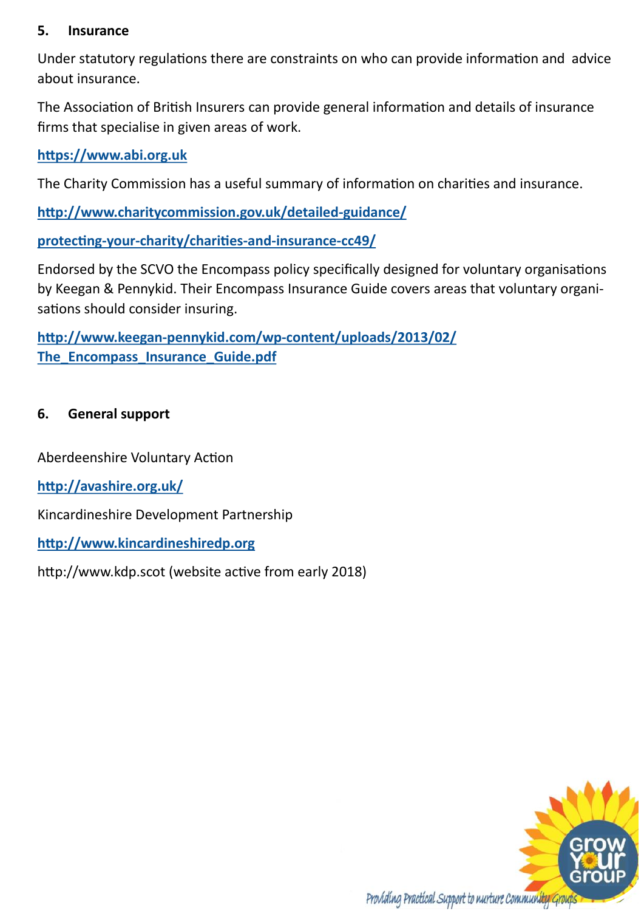## 5. Insurance

Under statutory regulations there are constraints on who can provide information and advice about insurance.

The Association of British Insurers can provide general information and details of insurance firms that specialise in given areas of work.

https://www.abi.org.uk

The Charity Commission has a useful summary of information on charities and insurance.

http://www.charitycommission.gov.uk/detailed-guidance/protecting-your-charity/charities-and-insurance-cc49/

Endorsed by the SCVO the Encompass policy specifically designed for voluntary organisations by Keegan & Pennykid. Their Encompass Insurance Guide covers areas that voluntary organisations should consider insuring.

http://www.keegan-pennykid.com/wp-content/uploads/2013/02/The_Encompass_Insurance_Guide.pdf

## 6. General support

Aberdeenshire Voluntary Action

http://avashire.org.uk/

Kincardineshire Development Partnership

http://www.kincardineshiredp.org

http://www.kdp.scot (website active from early 2018)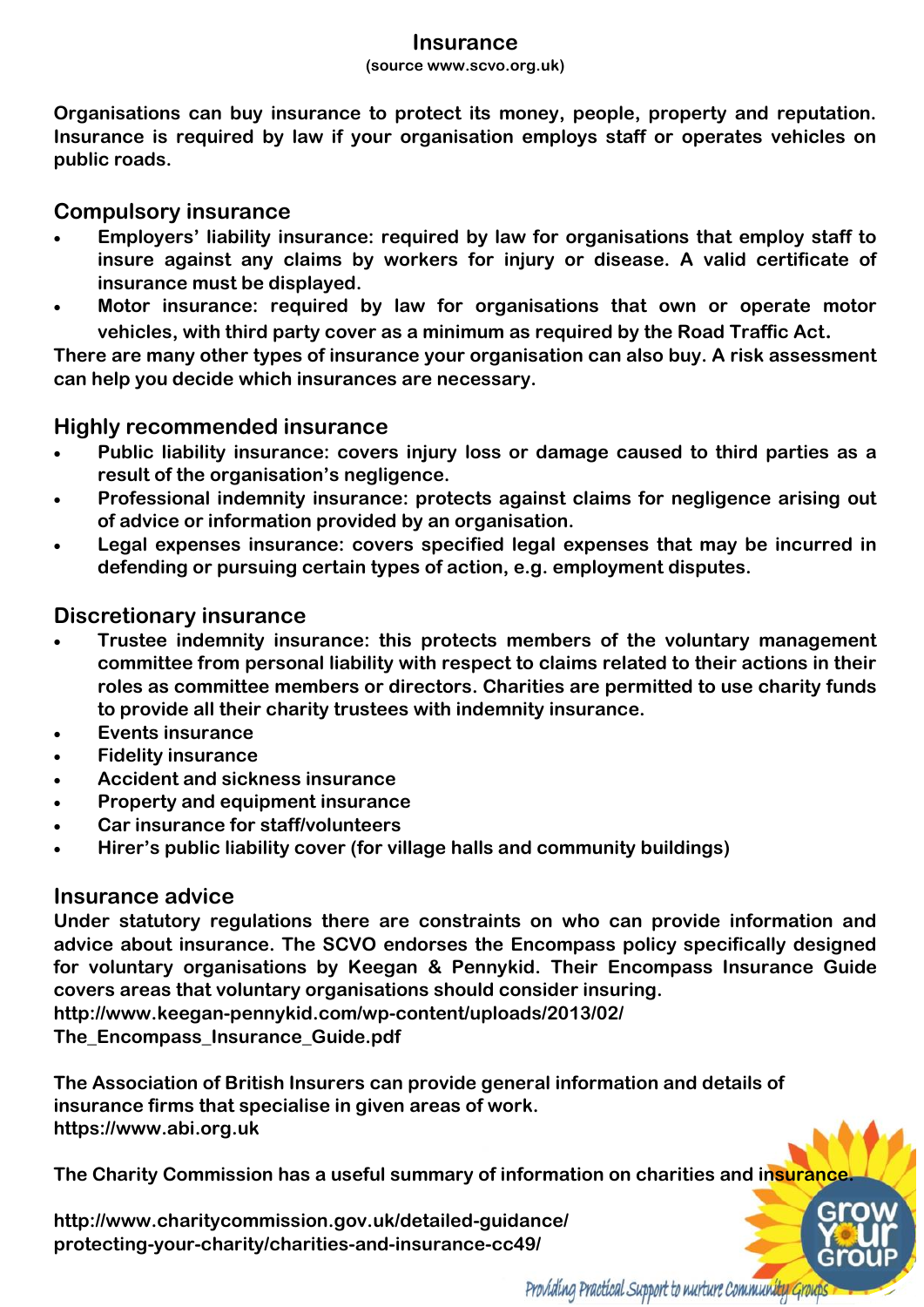# Insurance

(source www.scvo.org.uk)

**Organisations can buy insurance to protect its money, people, property and reputation. Insurance is required by law if your organisation employs staff or operates vehicles on public roads.**

## Compulsory insurance

- **Employers' liability insurance: required by law for organisations that employ staff to insure against any claims by workers for injury or disease. A valid certificate of insurance must be displayed.**
- **Motor insurance: required by law for organisations that own or operate motor vehicles, with third party cover as a minimum as required by the Road Traffic Act.**

**There are many other types of insurance your organisation can also buy. A risk assessment can help you decide which insurances are necessary.**

## Highly recommended insurance

- **Public liability insurance: covers injury loss or damage caused to third parties as a result of the organisation's negligence.**
- **Professional indemnity insurance: protects against claims for negligence arising out of advice or information provided by an organisation.**
- **Legal expenses insurance: covers specified legal expenses that may be incurred in defending or pursuing certain types of action, e.g. employment disputes.**

## Discretionary insurance

- **Trustee indemnity insurance: this protects members of the voluntary management committee from personal liability with respect to claims related to their actions in their roles as committee members or directors. Charities are permitted to use charity funds to provide all their charity trustees with indemnity insurance.**
- **Events insurance**
- **Fidelity insurance**
- **Accident and sickness insurance**
- **Property and equipment insurance**
- **Car insurance for staff/volunteers**
- **Hirer's public liability cover (for village halls and community buildings)**

## Insurance advice

**Under statutory regulations there are constraints on who can provide information and advice about insurance. The SCVO endorses the Encompass policy specifically designed for voluntary organisations by Keegan & Pennykid. Their Encompass Insurance Guide covers areas that voluntary organisations should consider insuring.**
**http://www.keegan-pennykid.com/wp-content/uploads/2013/02/The_Encompass_Insurance_Guide.pdf**

**The Association of British Insurers can provide general information and details of insurance firms that specialise in given areas of work.**
**https://www.abi.org.uk**

**The Charity Commission has a useful summary of information on charities and insurance.**

**http://www.charitycommission.gov.uk/detailed-guidance/protecting-your-charity/charities-and-insurance-cc49/**